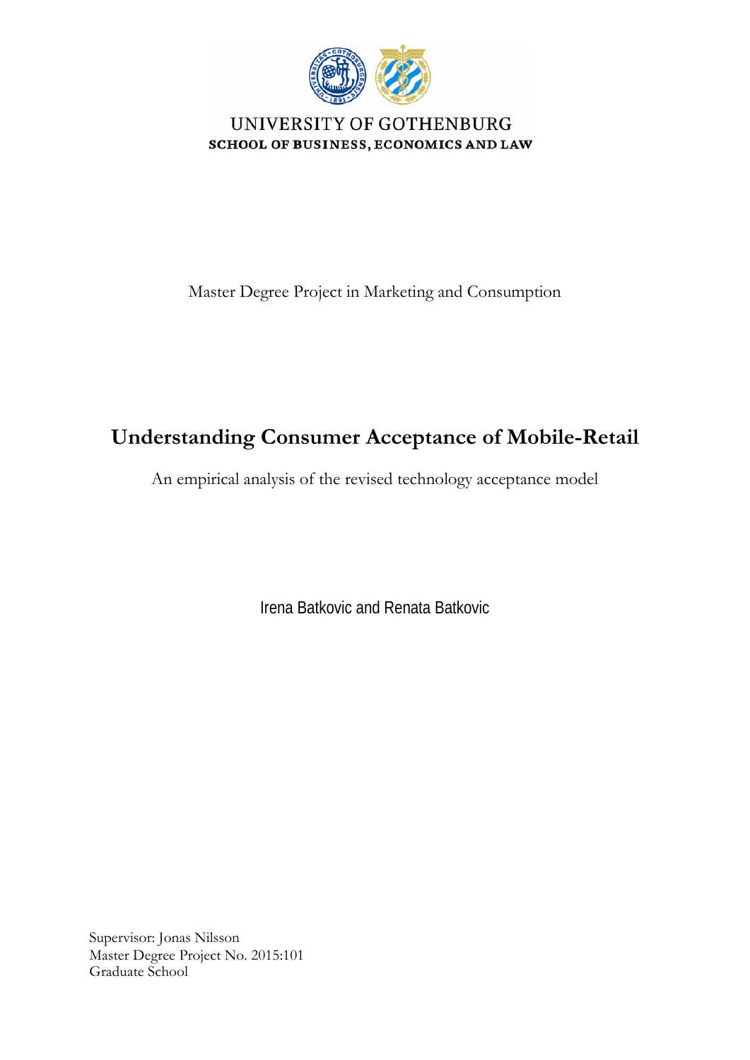UNIVERSITY OF GOTHENBURG

SCHOOL OF BUSINESS, ECONOMICS AND LAW

Master Degree Project in Marketing and Consumption

# Understanding Consumer Acceptance of Mobile-Retail

An empirical analysis of the revised technology acceptance model

Irena Batkovic and Renata Batkovic

Supervisor: Jonas Nilsson
Master Degree Project No. 2015:101
Graduate School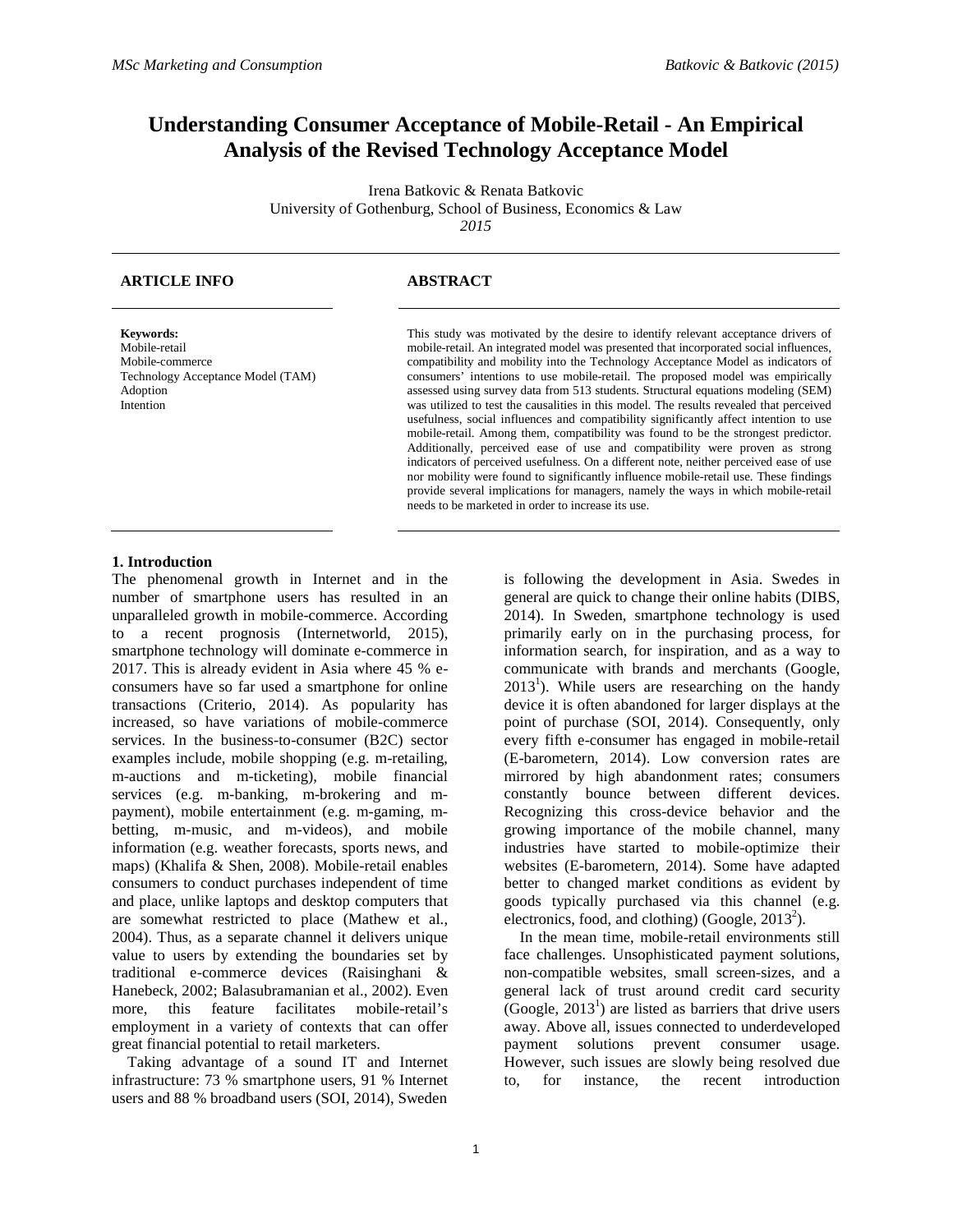# Understanding Consumer Acceptance of Mobile-Retail - An Empirical Analysis of the Revised Technology Acceptance Model

Irena Batkovic & Renata Batkovic
University of Gothenburg, School of Business, Economics & Law
*2015*

**ARTICLE INFO**

**Keywords:**
Mobile-retail
Mobile-commerce
Technology Acceptance Model (TAM)
Adoption
Intention

**ABSTRACT**

This study was motivated by the desire to identify relevant acceptance drivers of mobile-retail. An integrated model was presented that incorporated social influences, compatibility and mobility into the Technology Acceptance Model as indicators of consumers' intentions to use mobile-retail. The proposed model was empirically assessed using survey data from 513 students. Structural equations modeling (SEM) was utilized to test the causalities in this model. The results revealed that perceived usefulness, social influences and compatibility significantly affect intention to use mobile-retail. Among them, compatibility was found to be the strongest predictor. Additionally, perceived ease of use and compatibility were proven as strong indicators of perceived usefulness. On a different note, neither perceived ease of use nor mobility were found to significantly influence mobile-retail use. These findings provide several implications for managers, namely the ways in which mobile-retail needs to be marketed in order to increase its use.

## 1. Introduction

The phenomenal growth in Internet and in the number of smartphone users has resulted in an unparalleled growth in mobile-commerce. According to a recent prognosis (Internetworld, 2015), smartphone technology will dominate e-commerce in 2017. This is already evident in Asia where 45 % e-consumers have so far used a smartphone for online transactions (Criterio, 2014). As popularity has increased, so have variations of mobile-commerce services. In the business-to-consumer (B2C) sector examples include, mobile shopping (e.g. m-retailing, m-auctions and m-ticketing), mobile financial services (e.g. m-banking, m-brokering and m-payment), mobile entertainment (e.g. m-gaming, m-betting, m-music, and m-videos), and mobile information (e.g. weather forecasts, sports news, and maps) (Khalifa & Shen, 2008). Mobile-retail enables consumers to conduct purchases independent of time and place, unlike laptops and desktop computers that are somewhat restricted to place (Mathew et al., 2004). Thus, as a separate channel it delivers unique value to users by extending the boundaries set by traditional e-commerce devices (Raisinghani & Hanebeck, 2002; Balasubramanian et al., 2002). Even more, this feature facilitates mobile-retail's employment in a variety of contexts that can offer great financial potential to retail marketers.

Taking advantage of a sound IT and Internet infrastructure: 73 % smartphone users, 91 % Internet users and 88 % broadband users (SOI, 2014), Sweden is following the development in Asia. Swedes in general are quick to change their online habits (DIBS, 2014). In Sweden, smartphone technology is used primarily early on in the purchasing process, for information search, for inspiration, and as a way to communicate with brands and merchants (Google, 2013[1]). While users are researching on the handy device it is often abandoned for larger displays at the point of purchase (SOI, 2014). Consequently, only every fifth e-consumer has engaged in mobile-retail (E-barometern, 2014). Low conversion rates are mirrored by high abandonment rates; consumers constantly bounce between different devices. Recognizing this cross-device behavior and the growing importance of the mobile channel, many industries have started to mobile-optimize their websites (E-barometern, 2014). Some have adapted better to changed market conditions as evident by goods typically purchased via this channel (e.g. electronics, food, and clothing) (Google, 2013[2]).

In the mean time, mobile-retail environments still face challenges. Unsophisticated payment solutions, non-compatible websites, small screen-sizes, and a general lack of trust around credit card security (Google, 2013[1]) are listed as barriers that drive users away. Above all, issues connected to underdeveloped payment solutions prevent consumer usage. However, such issues are slowly being resolved due to, for instance, the recent introduction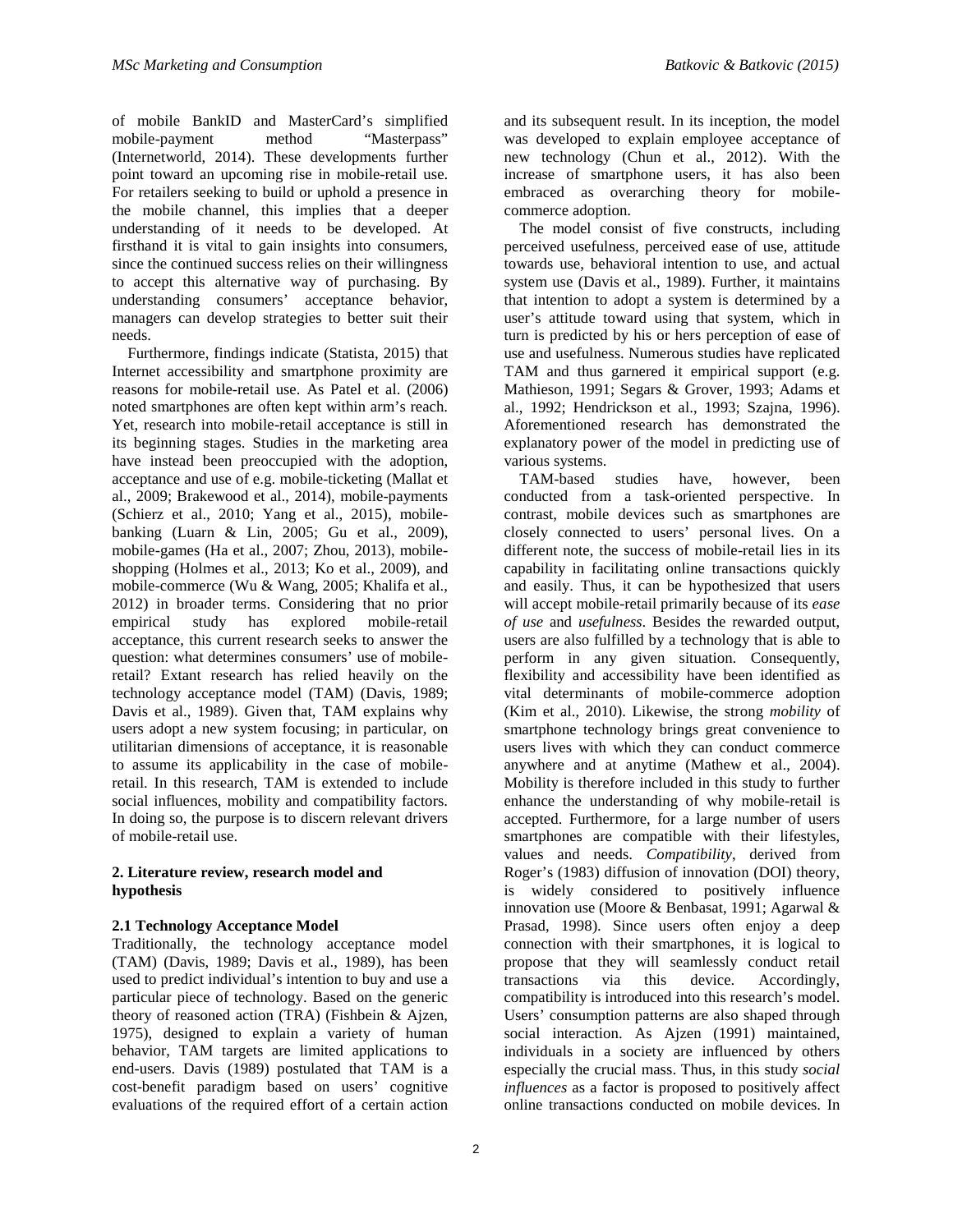of mobile BankID and MasterCard's simplified mobile-payment method "Masterpass" (Internetworld, 2014). These developments further point toward an upcoming rise in mobile-retail use. For retailers seeking to build or uphold a presence in the mobile channel, this implies that a deeper understanding of it needs to be developed. At firsthand it is vital to gain insights into consumers, since the continued success relies on their willingness to accept this alternative way of purchasing. By understanding consumers' acceptance behavior, managers can develop strategies to better suit their needs.

Furthermore, findings indicate (Statista, 2015) that Internet accessibility and smartphone proximity are reasons for mobile-retail use. As Patel et al. (2006) noted smartphones are often kept within arm's reach. Yet, research into mobile-retail acceptance is still in its beginning stages. Studies in the marketing area have instead been preoccupied with the adoption, acceptance and use of e.g. mobile-ticketing (Mallat et al., 2009; Brakewood et al., 2014), mobile-payments (Schierz et al., 2010; Yang et al., 2015), mobile-banking (Luarn & Lin, 2005; Gu et al., 2009), mobile-games (Ha et al., 2007; Zhou, 2013), mobile-shopping (Holmes et al., 2013; Ko et al., 2009), and mobile-commerce (Wu & Wang, 2005; Khalifa et al., 2012) in broader terms. Considering that no prior empirical study has explored mobile-retail acceptance, this current research seeks to answer the question: what determines consumers' use of mobile-retail? Extant research has relied heavily on the technology acceptance model (TAM) (Davis, 1989; Davis et al., 1989). Given that, TAM explains why users adopt a new system focusing; in particular, on utilitarian dimensions of acceptance, it is reasonable to assume its applicability in the case of mobile-retail. In this research, TAM is extended to include social influences, mobility and compatibility factors. In doing so, the purpose is to discern relevant drivers of mobile-retail use.

## 2. Literature review, research model and hypothesis

### 2.1 Technology Acceptance Model

Traditionally, the technology acceptance model (TAM) (Davis, 1989; Davis et al., 1989), has been used to predict individual's intention to buy and use a particular piece of technology. Based on the generic theory of reasoned action (TRA) (Fishbein & Ajzen, 1975), designed to explain a variety of human behavior, TAM targets are limited applications to end-users. Davis (1989) postulated that TAM is a cost-benefit paradigm based on users' cognitive evaluations of the required effort of a certain action and its subsequent result. In its inception, the model was developed to explain employee acceptance of new technology (Chun et al., 2012). With the increase of smartphone users, it has also been embraced as overarching theory for mobile-commerce adoption.

The model consist of five constructs, including perceived usefulness, perceived ease of use, attitude towards use, behavioral intention to use, and actual system use (Davis et al., 1989). Further, it maintains that intention to adopt a system is determined by a user's attitude toward using that system, which in turn is predicted by his or hers perception of ease of use and usefulness. Numerous studies have replicated TAM and thus garnered it empirical support (e.g. Mathieson, 1991; Segars & Grover, 1993; Adams et al., 1992; Hendrickson et al., 1993; Szajna, 1996). Aforementioned research has demonstrated the explanatory power of the model in predicting use of various systems.

TAM-based studies have, however, been conducted from a task-oriented perspective. In contrast, mobile devices such as smartphones are closely connected to users' personal lives. On a different note, the success of mobile-retail lies in its capability in facilitating online transactions quickly and easily. Thus, it can be hypothesized that users will accept mobile-retail primarily because of its *ease of use* and *usefulness*. Besides the rewarded output, users are also fulfilled by a technology that is able to perform in any given situation. Consequently, flexibility and accessibility have been identified as vital determinants of mobile-commerce adoption (Kim et al., 2010). Likewise, the strong *mobility* of smartphone technology brings great convenience to users lives with which they can conduct commerce anywhere and at anytime (Mathew et al., 2004). Mobility is therefore included in this study to further enhance the understanding of why mobile-retail is accepted. Furthermore, for a large number of users smartphones are compatible with their lifestyles, values and needs. *Compatibility*, derived from Roger's (1983) diffusion of innovation (DOI) theory, is widely considered to positively influence innovation use (Moore & Benbasat, 1991; Agarwal & Prasad, 1998). Since users often enjoy a deep connection with their smartphones, it is logical to propose that they will seamlessly conduct retail transactions via this device. Accordingly, compatibility is introduced into this research's model. Users' consumption patterns are also shaped through social interaction. As Ajzen (1991) maintained, individuals in a society are influenced by others especially the crucial mass. Thus, in this study *social influences* as a factor is proposed to positively affect online transactions conducted on mobile devices. In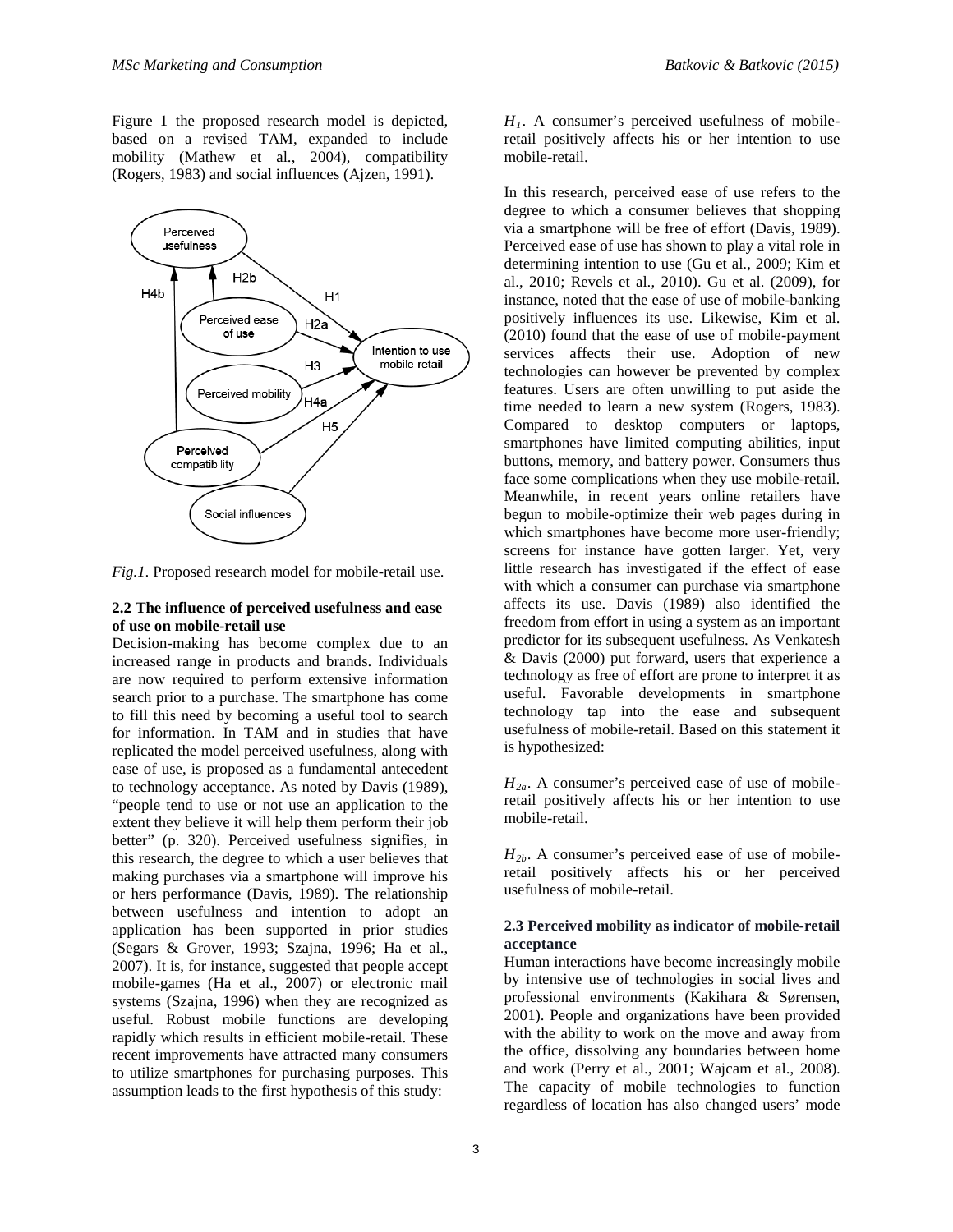Figure 1 the proposed research model is depicted, based on a revised TAM, expanded to include mobility (Mathew et al., 2004), compatibility (Rogers, 1983) and social influences (Ajzen, 1991).

*Fig.1.* Proposed research model for mobile-retail use.

**2.2 The influence of perceived usefulness and ease of use on mobile-retail use**

Decision-making has become complex due to an increased range in products and brands. Individuals are now required to perform extensive information search prior to a purchase. The smartphone has come to fill this need by becoming a useful tool to search for information. In TAM and in studies that have replicated the model perceived usefulness, along with ease of use, is proposed as a fundamental antecedent to technology acceptance. As noted by Davis (1989), "people tend to use or not use an application to the extent they believe it will help them perform their job better" (p. 320). Perceived usefulness signifies, in this research, the degree to which a user believes that making purchases via a smartphone will improve his or hers performance (Davis, 1989). The relationship between usefulness and intention to adopt an application has been supported in prior studies (Segars & Grover, 1993; Szajna, 1996; Ha et al., 2007). It is, for instance, suggested that people accept mobile-games (Ha et al., 2007) or electronic mail systems (Szajna, 1996) when they are recognized as useful. Robust mobile functions are developing rapidly which results in efficient mobile-retail. These recent improvements have attracted many consumers to utilize smartphones for purchasing purposes. This assumption leads to the first hypothesis of this study:

*$H_1$*. A consumer's perceived usefulness of mobile-retail positively affects his or her intention to use mobile-retail.

In this research, perceived ease of use refers to the degree to which a consumer believes that shopping via a smartphone will be free of effort (Davis, 1989). Perceived ease of use has shown to play a vital role in determining intention to use (Gu et al., 2009; Kim et al., 2010; Revels et al., 2010). Gu et al. (2009), for instance, noted that the ease of use of mobile-banking positively influences its use. Likewise, Kim et al. (2010) found that the ease of use of mobile-payment services affects their use. Adoption of new technologies can however be prevented by complex features. Users are often unwilling to put aside the time needed to learn a new system (Rogers, 1983). Compared to desktop computers or laptops, smartphones have limited computing abilities, input buttons, memory, and battery power. Consumers thus face some complications when they use mobile-retail. Meanwhile, in recent years online retailers have begun to mobile-optimize their web pages during in which smartphones have become more user-friendly; screens for instance have gotten larger. Yet, very little research has investigated if the effect of ease with which a consumer can purchase via smartphone affects its use. Davis (1989) also identified the freedom from effort in using a system as an important predictor for its subsequent usefulness. As Venkatesh & Davis (2000) put forward, users that experience a technology as free of effort are prone to interpret it as useful. Favorable developments in smartphone technology tap into the ease and subsequent usefulness of mobile-retail. Based on this statement it is hypothesized:

*$H_{2a}$*. A consumer's perceived ease of use of mobile-retail positively affects his or her intention to use mobile-retail.

*$H_{2b}$*. A consumer's perceived ease of use of mobile-retail positively affects his or her perceived usefulness of mobile-retail.

**2.3 Perceived mobility as indicator of mobile-retail acceptance**

Human interactions have become increasingly mobile by intensive use of technologies in social lives and professional environments (Kakihara & Sørensen, 2001). People and organizations have been provided with the ability to work on the move and away from the office, dissolving any boundaries between home and work (Perry et al., 2001; Wajcam et al., 2008). The capacity of mobile technologies to function regardless of location has also changed users' mode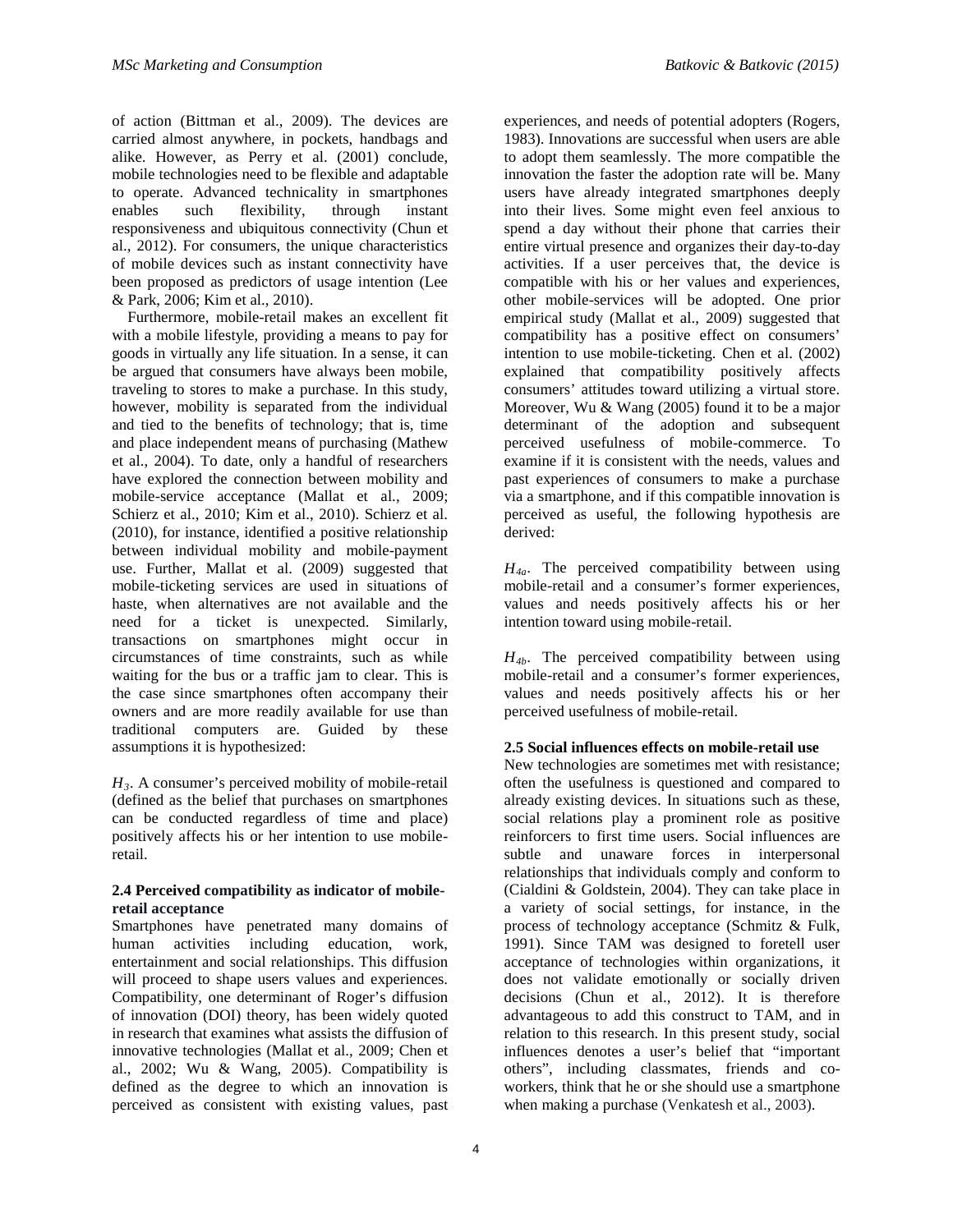of action (Bittman et al., 2009). The devices are carried almost anywhere, in pockets, handbags and alike. However, as Perry et al. (2001) conclude, mobile technologies need to be flexible and adaptable to operate. Advanced technicality in smartphones enables such flexibility, through instant responsiveness and ubiquitous connectivity (Chun et al., 2012). For consumers, the unique characteristics of mobile devices such as instant connectivity have been proposed as predictors of usage intention (Lee & Park, 2006; Kim et al., 2010).

Furthermore, mobile-retail makes an excellent fit with a mobile lifestyle, providing a means to pay for goods in virtually any life situation. In a sense, it can be argued that consumers have always been mobile, traveling to stores to make a purchase. In this study, however, mobility is separated from the individual and tied to the benefits of technology; that is, time and place independent means of purchasing (Mathew et al., 2004). To date, only a handful of researchers have explored the connection between mobility and mobile-service acceptance (Mallat et al., 2009; Schierz et al., 2010; Kim et al., 2010). Schierz et al. (2010), for instance, identified a positive relationship between individual mobility and mobile-payment use. Further, Mallat et al. (2009) suggested that mobile-ticketing services are used in situations of haste, when alternatives are not available and the need for a ticket is unexpected. Similarly, transactions on smartphones might occur in circumstances of time constraints, such as while waiting for the bus or a traffic jam to clear. This is the case since smartphones often accompany their owners and are more readily available for use than traditional computers are. Guided by these assumptions it is hypothesized:

*$H_3$*. A consumer's perceived mobility of mobile-retail (defined as the belief that purchases on smartphones can be conducted regardless of time and place) positively affects his or her intention to use mobile-retail.

### 2.4 Perceived compatibility as indicator of mobile-retail acceptance

Smartphones have penetrated many domains of human activities including education, work, entertainment and social relationships. This diffusion will proceed to shape users values and experiences. Compatibility, one determinant of Roger's diffusion of innovation (DOI) theory, has been widely quoted in research that examines what assists the diffusion of innovative technologies (Mallat et al., 2009; Chen et al., 2002; Wu & Wang, 2005). Compatibility is defined as the degree to which an innovation is perceived as consistent with existing values, past experiences, and needs of potential adopters (Rogers, 1983). Innovations are successful when users are able to adopt them seamlessly. The more compatible the innovation the faster the adoption rate will be. Many users have already integrated smartphones deeply into their lives. Some might even feel anxious to spend a day without their phone that carries their entire virtual presence and organizes their day-to-day activities. If a user perceives that, the device is compatible with his or her values and experiences, other mobile-services will be adopted. One prior empirical study (Mallat et al., 2009) suggested that compatibility has a positive effect on consumers' intention to use mobile-ticketing. Chen et al. (2002) explained that compatibility positively affects consumers' attitudes toward utilizing a virtual store. Moreover, Wu & Wang (2005) found it to be a major determinant of the adoption and subsequent perceived usefulness of mobile-commerce. To examine if it is consistent with the needs, values and past experiences of consumers to make a purchase via a smartphone, and if this compatible innovation is perceived as useful, the following hypothesis are derived:

*$H_{4a}$*. The perceived compatibility between using mobile-retail and a consumer's former experiences, values and needs positively affects his or her intention toward using mobile-retail.

*$H_{4b}$*. The perceived compatibility between using mobile-retail and a consumer's former experiences, values and needs positively affects his or her perceived usefulness of mobile-retail.

### 2.5 Social influences effects on mobile-retail use

New technologies are sometimes met with resistance; often the usefulness is questioned and compared to already existing devices. In situations such as these, social relations play a prominent role as positive reinforcers to first time users. Social influences are subtle and unaware forces in interpersonal relationships that individuals comply and conform to (Cialdini & Goldstein, 2004). They can take place in a variety of social settings, for instance, in the process of technology acceptance (Schmitz & Fulk, 1991). Since TAM was designed to foretell user acceptance of technologies within organizations, it does not validate emotionally or socially driven decisions (Chun et al., 2012). It is therefore advantageous to add this construct to TAM, and in relation to this research. In this present study, social influences denotes a user's belief that "important others", including classmates, friends and co-workers, think that he or she should use a smartphone when making a purchase (Venkatesh et al., 2003).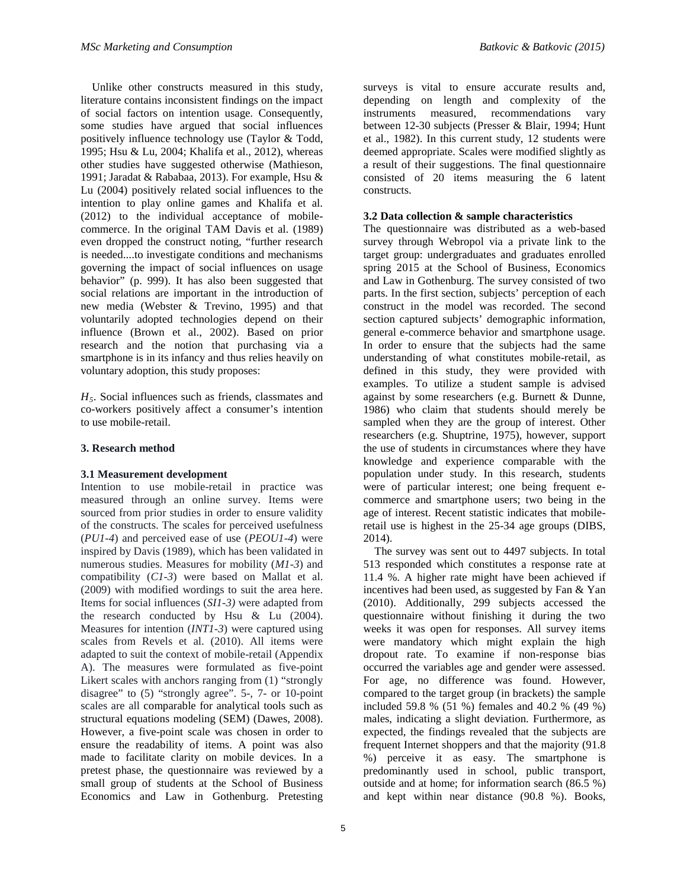Unlike other constructs measured in this study, literature contains inconsistent findings on the impact of social factors on intention usage. Consequently, some studies have argued that social influences positively influence technology use (Taylor & Todd, 1995; Hsu & Lu, 2004; Khalifa et al., 2012), whereas other studies have suggested otherwise (Mathieson, 1991; Jaradat & Rababaa, 2013). For example, Hsu & Lu (2004) positively related social influences to the intention to play online games and Khalifa et al. (2012) to the individual acceptance of mobile-commerce. In the original TAM Davis et al. (1989) even dropped the construct noting, "further research is needed....to investigate conditions and mechanisms governing the impact of social influences on usage behavior" (p. 999). It has also been suggested that social relations are important in the introduction of new media (Webster & Trevino, 1995) and that voluntarily adopted technologies depend on their influence (Brown et al., 2002). Based on prior research and the notion that purchasing via a smartphone is in its infancy and thus relies heavily on voluntary adoption, this study proposes:

$H_5$. Social influences such as friends, classmates and co-workers positively affect a consumer's intention to use mobile-retail.

## 3. Research method

### 3.1 Measurement development

Intention to use mobile-retail in practice was measured through an online survey. Items were sourced from prior studies in order to ensure validity of the constructs. The scales for perceived usefulness (*PU1-4*) and perceived ease of use (*PEOU1-4*) were inspired by Davis (1989), which has been validated in numerous studies. Measures for mobility (*M1-3*) and compatibility (*C1-3*) were based on Mallat et al. (2009) with modified wordings to suit the area here. Items for social influences (*SI1-3)* were adapted from the research conducted by Hsu & Lu (2004). Measures for intention (*INT1-3*) were captured using scales from Revels et al. (2010). All items were adapted to suit the context of mobile-retail (Appendix A). The measures were formulated as five-point Likert scales with anchors ranging from (1) "strongly disagree" to (5) "strongly agree". 5-, 7- or 10-point scales are all comparable for analytical tools such as structural equations modeling (SEM) (Dawes, 2008). However, a five-point scale was chosen in order to ensure the readability of items. A point was also made to facilitate clarity on mobile devices. In a pretest phase, the questionnaire was reviewed by a small group of students at the School of Business Economics and Law in Gothenburg. Pretesting surveys is vital to ensure accurate results and, depending on length and complexity of the instruments measured, recommendations vary between 12-30 subjects (Presser & Blair, 1994; Hunt et al., 1982). In this current study, 12 students were deemed appropriate. Scales were modified slightly as a result of their suggestions. The final questionnaire consisted of 20 items measuring the 6 latent constructs.

### 3.2 Data collection & sample characteristics

The questionnaire was distributed as a web-based survey through Webropol via a private link to the target group: undergraduates and graduates enrolled spring 2015 at the School of Business, Economics and Law in Gothenburg. The survey consisted of two parts. In the first section, subjects' perception of each construct in the model was recorded. The second section captured subjects' demographic information, general e-commerce behavior and smartphone usage. In order to ensure that the subjects had the same understanding of what constitutes mobile-retail, as defined in this study, they were provided with examples. To utilize a student sample is advised against by some researchers (e.g. Burnett & Dunne, 1986) who claim that students should merely be sampled when they are the group of interest. Other researchers (e.g. Shuptrine, 1975), however, support the use of students in circumstances where they have knowledge and experience comparable with the population under study. In this research, students were of particular interest; one being frequent e-commerce and smartphone users; two being in the age of interest. Recent statistic indicates that mobile-retail use is highest in the 25-34 age groups (DIBS, 2014).

The survey was sent out to 4497 subjects. In total 513 responded which constitutes a response rate at 11.4 %. A higher rate might have been achieved if incentives had been used, as suggested by Fan & Yan (2010). Additionally, 299 subjects accessed the questionnaire without finishing it during the two weeks it was open for responses. All survey items were mandatory which might explain the high dropout rate. To examine if non-response bias occurred the variables age and gender were assessed. For age, no difference was found. However, compared to the target group (in brackets) the sample included 59.8 % (51 %) females and 40.2 % (49 %) males, indicating a slight deviation. Furthermore, as expected, the findings revealed that the subjects are frequent Internet shoppers and that the majority (91.8 %) perceive it as easy. The smartphone is predominantly used in school, public transport, outside and at home; for information search (86.5 %) and kept within near distance (90.8 %). Books,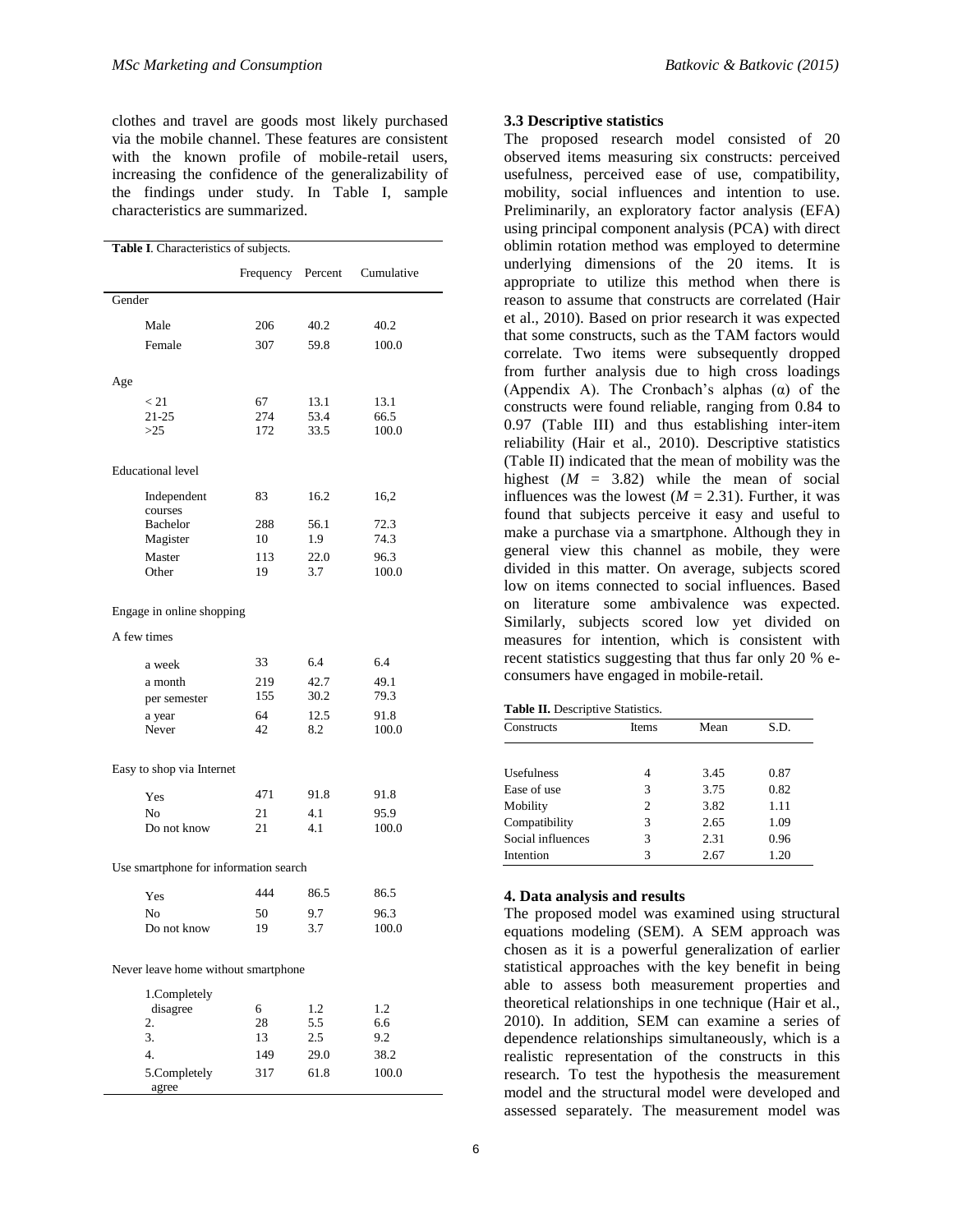clothes and travel are goods most likely purchased via the mobile channel. These features are consistent with the known profile of mobile-retail users, increasing the confidence of the generalizability of the findings under study. In Table I, sample characteristics are summarized.

**Table I**. Characteristics of subjects.

| | Frequency | Percent | Cumulative |
|---|---|---|---|
| Gender | | | |
| Male | 206 | 40.2 | 40.2 |
| Female | 307 | 59.8 | 100.0 |
| Age | | | |
| < 21 | 67 | 13.1 | 13.1 |
| 21-25 | 274 | 53.4 | 66.5 |
| >25 | 172 | 33.5 | 100.0 |
| Educational level | | | |
| Independent courses | 83 | 16.2 | 16,2 |
| Bachelor | 288 | 56.1 | 72.3 |
| Magister | 10 | 1.9 | 74.3 |
| Master | 113 | 22.0 | 96.3 |
| Other | 19 | 3.7 | 100.0 |
| Engage in online shopping | | | |
| A few times | | | |
| a week | 33 | 6.4 | 6.4 |
| a month | 219 | 42.7 | 49.1 |
| per semester | 155 | 30.2 | 79.3 |
| a year | 64 | 12.5 | 91.8 |
| Never | 42 | 8.2 | 100.0 |
| Easy to shop via Internet | | | |
| Yes | 471 | 91.8 | 91.8 |
| No | 21 | 4.1 | 95.9 |
| Do not know | 21 | 4.1 | 100.0 |
| Use smartphone for information search | | | |
| Yes | 444 | 86.5 | 86.5 |
| No | 50 | 9.7 | 96.3 |
| Do not know | 19 | 3.7 | 100.0 |
| Never leave home without smartphone | | | |
| 1.Completely disagree | 6 | 1.2 | 1.2 |
| 2. | 28 | 5.5 | 6.6 |
| 3. | 13 | 2.5 | 9.2 |
| 4. | 149 | 29.0 | 38.2 |
| 5.Completely agree | 317 | 61.8 | 100.0 |

### 3.3 Descriptive statistics

The proposed research model consisted of 20 observed items measuring six constructs: perceived usefulness, perceived ease of use, compatibility, mobility, social influences and intention to use. Preliminarily, an exploratory factor analysis (EFA) using principal component analysis (PCA) with direct oblimin rotation method was employed to determine underlying dimensions of the 20 items. It is appropriate to utilize this method when there is reason to assume that constructs are correlated (Hair et al., 2010). Based on prior research it was expected that some constructs, such as the TAM factors would correlate. Two items were subsequently dropped from further analysis due to high cross loadings (Appendix A). The Cronbach's alphas (α) of the constructs were found reliable, ranging from 0.84 to 0.97 (Table III) and thus establishing inter-item reliability (Hair et al., 2010). Descriptive statistics (Table II) indicated that the mean of mobility was the highest ($M$ = 3.82) while the mean of social influences was the lowest ($M$ = 2.31). Further, it was found that subjects perceive it easy and useful to make a purchase via a smartphone. Although they in general view this channel as mobile, they were divided in this matter. On average, subjects scored low on items connected to social influences. Based on literature some ambivalence was expected. Similarly, subjects scored low yet divided on measures for intention, which is consistent with recent statistics suggesting that thus far only 20 % e-consumers have engaged in mobile-retail.

**Table II.** Descriptive Statistics.

| Constructs | Items | Mean | S.D. |
|---|---|---|---|
| Usefulness | 4 | 3.45 | 0.87 |
| Ease of use | 3 | 3.75 | 0.82 |
| Mobility | 2 | 3.82 | 1.11 |
| Compatibility | 3 | 2.65 | 1.09 |
| Social influences | 3 | 2.31 | 0.96 |
| Intention | 3 | 2.67 | 1.20 |

## 4. Data analysis and results

The proposed model was examined using structural equations modeling (SEM). A SEM approach was chosen as it is a powerful generalization of earlier statistical approaches with the key benefit in being able to assess both measurement properties and theoretical relationships in one technique (Hair et al., 2010). In addition, SEM can examine a series of dependence relationships simultaneously, which is a realistic representation of the constructs in this research. To test the hypothesis the measurement model and the structural model were developed and assessed separately. The measurement model was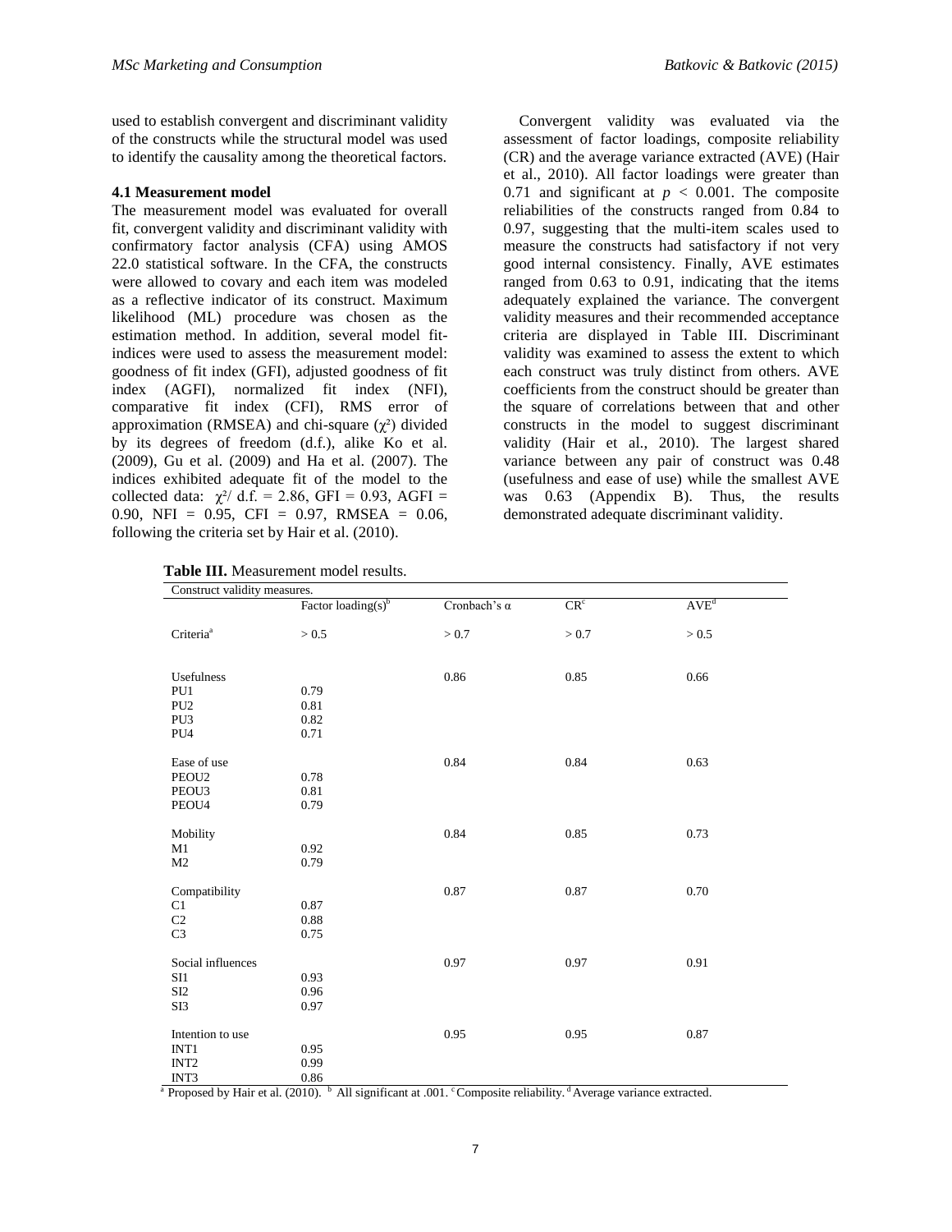used to establish convergent and discriminant validity of the constructs while the structural model was used to identify the causality among the theoretical factors.

### 4.1 Measurement model

The measurement model was evaluated for overall fit, convergent validity and discriminant validity with confirmatory factor analysis (CFA) using AMOS 22.0 statistical software. In the CFA, the constructs were allowed to covary and each item was modeled as a reflective indicator of its construct. Maximum likelihood (ML) procedure was chosen as the estimation method. In addition, several model fit-indices were used to assess the measurement model: goodness of fit index (GFI), adjusted goodness of fit index (AGFI), normalized fit index (NFI), comparative fit index (CFI), RMS error of approximation (RMSEA) and chi-square ($\chi^2$) divided by its degrees of freedom (d.f.), alike Ko et al. (2009), Gu et al. (2009) and Ha et al. (2007). The indices exhibited adequate fit of the model to the collected data: $\chi^2$/ d.f. = 2.86, GFI = 0.93, AGFI = 0.90, NFI = 0.95, CFI = 0.97, RMSEA = 0.06, following the criteria set by Hair et al. (2010).

Convergent validity was evaluated via the assessment of factor loadings, composite reliability (CR) and the average variance extracted (AVE) (Hair et al., 2010). All factor loadings were greater than 0.71 and significant at $p < 0.001$. The composite reliabilities of the constructs ranged from 0.84 to 0.97, suggesting that the multi-item scales used to measure the constructs had satisfactory if not very good internal consistency. Finally, AVE estimates ranged from 0.63 to 0.91, indicating that the items adequately explained the variance. The convergent validity measures and their recommended acceptance criteria are displayed in Table III. Discriminant validity was examined to assess the extent to which each construct was truly distinct from others. AVE coefficients from the construct should be greater than the square of correlations between that and other constructs in the model to suggest discriminant validity (Hair et al., 2010). The largest shared variance between any pair of construct was 0.48 (usefulness and ease of use) while the smallest AVE was 0.63 (Appendix B). Thus, the results demonstrated adequate discriminant validity.

**Table III.** Measurement model results.

| Construct validity measures. | | | | |
|---|---|---|---|---|
| | Factor loading(s)[b] | Cronbach's α | CR[c] | AVE[d] |
| Criteria[a] | > 0.5 | > 0.7 | > 0.7 | > 0.5 |
| Usefulness | | 0.86 | 0.85 | 0.66 |
| PU1 | 0.79 | | | |
| PU2 | 0.81 | | | |
| PU3 | 0.82 | | | |
| PU4 | 0.71 | | | |
| Ease of use | | 0.84 | 0.84 | 0.63 |
| PEOU2 | 0.78 | | | |
| PEOU3 | 0.81 | | | |
| PEOU4 | 0.79 | | | |
| Mobility | | 0.84 | 0.85 | 0.73 |
| M1 | 0.92 | | | |
| M2 | 0.79 | | | |
| Compatibility | | 0.87 | 0.87 | 0.70 |
| C1 | 0.87 | | | |
| C2 | 0.88 | | | |
| C3 | 0.75 | | | |
| Social influences | | 0.97 | 0.97 | 0.91 |
| SI1 | 0.93 | | | |
| SI2 | 0.96 | | | |
| SI3 | 0.97 | | | |
| Intention to use | | 0.95 | 0.95 | 0.87 |
| INT1 | 0.95 | | | |
| INT2 | 0.99 | | | |
| INT3 | 0.86 | | | |

[a] Proposed by Hair et al. (2010). [b] All significant at .001. [c] Composite reliability. [d] Average variance extracted.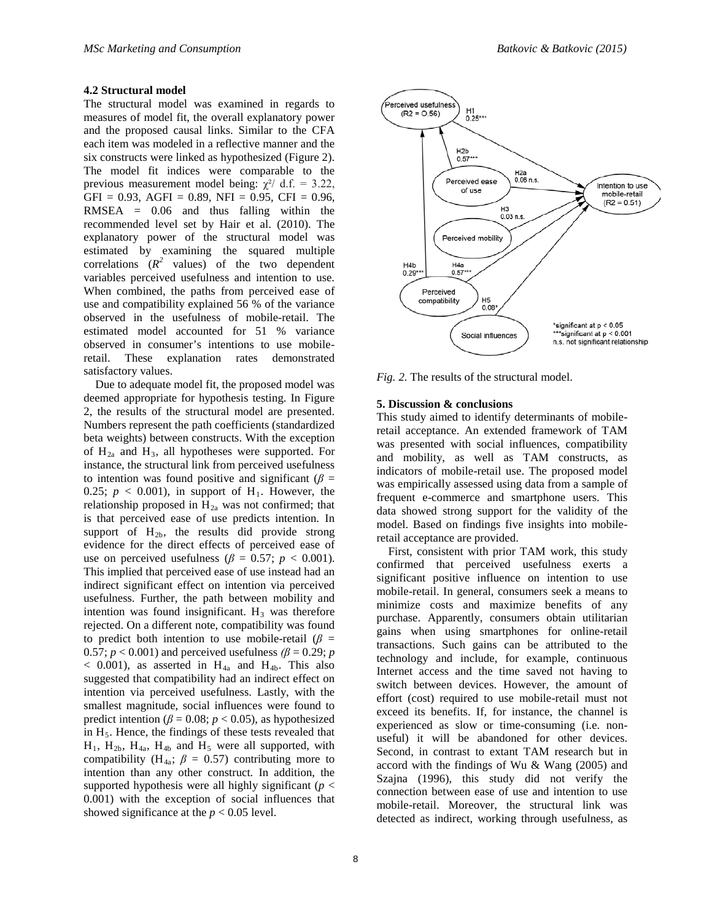### 4.2 Structural model

The structural model was examined in regards to measures of model fit, the overall explanatory power and the proposed causal links. Similar to the CFA each item was modeled in a reflective manner and the six constructs were linked as hypothesized (Figure 2). The model fit indices were comparable to the previous measurement model being: $\chi^2$/ d.f. = 3.22, GFI = 0.93, AGFI = 0.89, NFI = 0.95, CFI = 0.96, RMSEA = 0.06 and thus falling within the recommended level set by Hair et al. (2010). The explanatory power of the structural model was estimated by examining the squared multiple correlations ($R^2$ values) of the two dependent variables perceived usefulness and intention to use. When combined, the paths from perceived ease of use and compatibility explained 56 % of the variance observed in the usefulness of mobile-retail. The estimated model accounted for 51 % variance observed in consumer's intentions to use mobile-retail. These explanation rates demonstrated satisfactory values.

Due to adequate model fit, the proposed model was deemed appropriate for hypothesis testing. In Figure 2, the results of the structural model are presented. Numbers represent the path coefficients (standardized beta weights) between constructs. With the exception of $H_{2a}$ and $H_3$, all hypotheses were supported. For instance, the structural link from perceived usefulness to intention was found positive and significant ($\beta$ = 0.25; $p$ < 0.001), in support of $H_1$. However, the relationship proposed in $H_{2a}$ was not confirmed; that is that perceived ease of use predicts intention. In support of $H_{2b}$, the results did provide strong evidence for the direct effects of perceived ease of use on perceived usefulness ($\beta$ = 0.57; $p$ < 0.001). This implied that perceived ease of use instead had an indirect significant effect on intention via perceived usefulness. Further, the path between mobility and intention was found insignificant. $H_3$ was therefore rejected. On a different note, compatibility was found to predict both intention to use mobile-retail ($\beta$ = 0.57; $p$ < 0.001) and perceived usefulness ($\beta$ = 0.29; $p$ < 0.001), as asserted in $H_{4a}$ and $H_{4b}$. This also suggested that compatibility had an indirect effect on intention via perceived usefulness. Lastly, with the smallest magnitude, social influences were found to predict intention ($\beta$ = 0.08; $p$ < 0.05), as hypothesized in $H_5$. Hence, the findings of these tests revealed that $H_1$, $H_{2b}$, $H_{4a}$, $H_{4b}$ and $H_5$ were all supported, with compatibility ($H_{4a}$; $\beta$ = 0.57) contributing more to intention than any other construct. In addition, the supported hypothesis were all highly significant ($p$ < 0.001) with the exception of social influences that showed significance at the $p$ < 0.05 level.

Perceived usefulness ($R^2$ = 0.56)
H1 0.25***
H2b 0.57***
Perceived ease of use
H2a 0.06 n.s.
Intention to use mobile-retail ($R^2$ = 0.51)
H3 0.03 n.s.
Perceived mobility
H4b 0.29***
H4a 0.57***
Perceived compatibility
H5 0.08*
Social influences
*significant at p < 0.05
***significant at p < 0.001
n.s. not significant relationship

*Fig. 2.* The results of the structural model.

### 5. Discussion & conclusions

This study aimed to identify determinants of mobile-retail acceptance. An extended framework of TAM was presented with social influences, compatibility and mobility, as well as TAM constructs, as indicators of mobile-retail use. The proposed model was empirically assessed using data from a sample of frequent e-commerce and smartphone users. This data showed strong support for the validity of the model. Based on findings five insights into mobile-retail acceptance are provided.

First, consistent with prior TAM work, this study confirmed that perceived usefulness exerts a significant positive influence on intention to use mobile-retail. In general, consumers seek a means to minimize costs and maximize benefits of any purchase. Apparently, consumers obtain utilitarian gains when using smartphones for online-retail transactions. Such gains can be attributed to the technology and include, for example, continuous Internet access and the time saved not having to switch between devices. However, the amount of effort (cost) required to use mobile-retail must not exceed its benefits. If, for instance, the channel is experienced as slow or time-consuming (i.e. non-useful) it will be abandoned for other devices. Second, in contrast to extant TAM research but in accord with the findings of Wu & Wang (2005) and Szajna (1996), this study did not verify the connection between ease of use and intention to use mobile-retail. Moreover, the structural link was detected as indirect, working through usefulness, as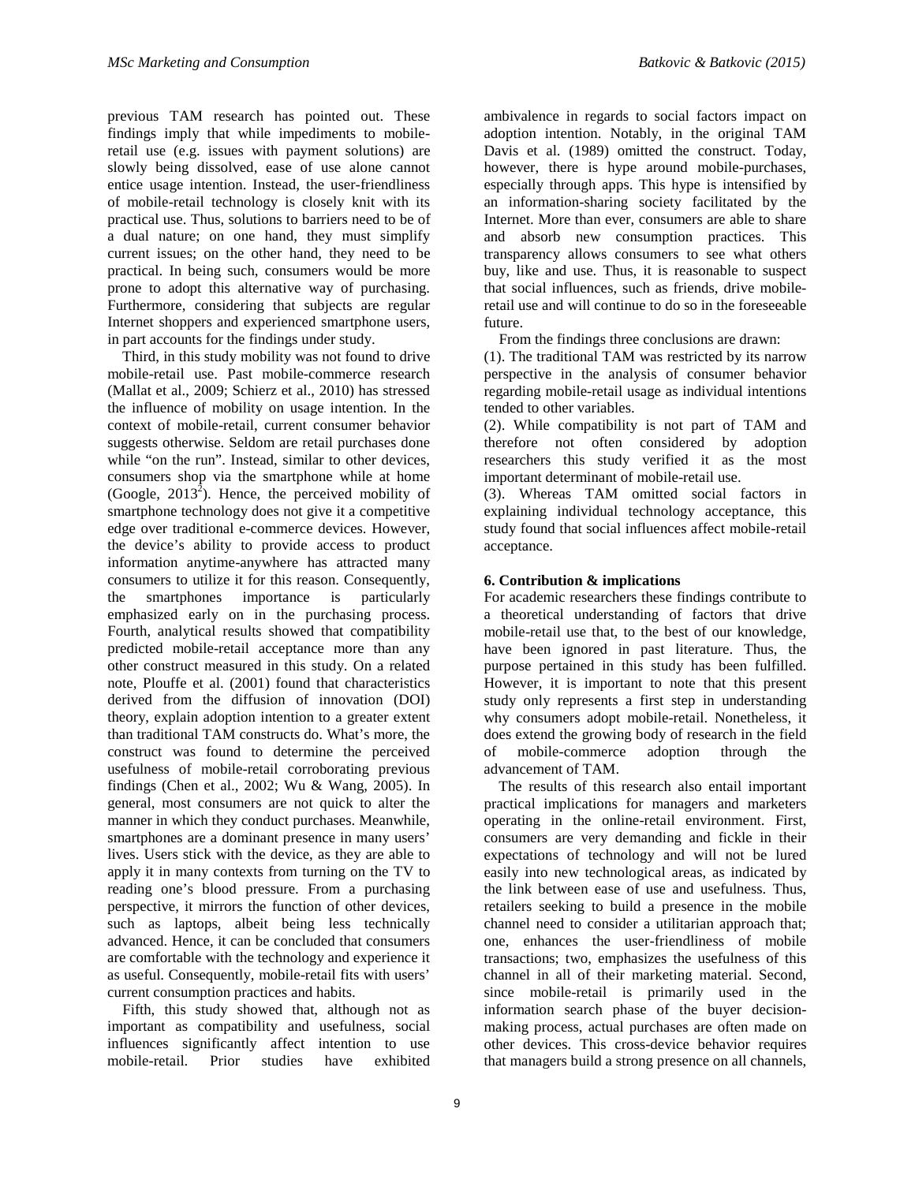previous TAM research has pointed out. These findings imply that while impediments to mobile-retail use (e.g. issues with payment solutions) are slowly being dissolved, ease of use alone cannot entice usage intention. Instead, the user-friendliness of mobile-retail technology is closely knit with its practical use. Thus, solutions to barriers need to be of a dual nature; on one hand, they must simplify current issues; on the other hand, they need to be practical. In being such, consumers would be more prone to adopt this alternative way of purchasing. Furthermore, considering that subjects are regular Internet shoppers and experienced smartphone users, in part accounts for the findings under study.

Third, in this study mobility was not found to drive mobile-retail use. Past mobile-commerce research (Mallat et al., 2009; Schierz et al., 2010) has stressed the influence of mobility on usage intention. In the context of mobile-retail, current consumer behavior suggests otherwise. Seldom are retail purchases done while "on the run". Instead, similar to other devices, consumers shop via the smartphone while at home (Google, 2013[2]). Hence, the perceived mobility of smartphone technology does not give it a competitive edge over traditional e-commerce devices. However, the device's ability to provide access to product information anytime-anywhere has attracted many consumers to utilize it for this reason. Consequently, the smartphones importance is particularly emphasized early on in the purchasing process. Fourth, analytical results showed that compatibility predicted mobile-retail acceptance more than any other construct measured in this study. On a related note, Plouffe et al. (2001) found that characteristics derived from the diffusion of innovation (DOI) theory, explain adoption intention to a greater extent than traditional TAM constructs do. What's more, the construct was found to determine the perceived usefulness of mobile-retail corroborating previous findings (Chen et al., 2002; Wu & Wang, 2005). In general, most consumers are not quick to alter the manner in which they conduct purchases. Meanwhile, smartphones are a dominant presence in many users' lives. Users stick with the device, as they are able to apply it in many contexts from turning on the TV to reading one's blood pressure. From a purchasing perspective, it mirrors the function of other devices, such as laptops, albeit being less technically advanced. Hence, it can be concluded that consumers are comfortable with the technology and experience it as useful. Consequently, mobile-retail fits with users' current consumption practices and habits.

Fifth, this study showed that, although not as important as compatibility and usefulness, social influences significantly affect intention to use mobile-retail. Prior studies have exhibited ambivalence in regards to social factors impact on adoption intention. Notably, in the original TAM Davis et al. (1989) omitted the construct. Today, however, there is hype around mobile-purchases, especially through apps. This hype is intensified by an information-sharing society facilitated by the Internet. More than ever, consumers are able to share and absorb new consumption practices. This transparency allows consumers to see what others buy, like and use. Thus, it is reasonable to suspect that social influences, such as friends, drive mobile-retail use and will continue to do so in the foreseeable future.

From the findings three conclusions are drawn:

(1). The traditional TAM was restricted by its narrow perspective in the analysis of consumer behavior regarding mobile-retail usage as individual intentions tended to other variables.

(2). While compatibility is not part of TAM and therefore not often considered by adoption researchers this study verified it as the most important determinant of mobile-retail use.

(3). Whereas TAM omitted social factors in explaining individual technology acceptance, this study found that social influences affect mobile-retail acceptance.

## 6. Contribution & implications

For academic researchers these findings contribute to a theoretical understanding of factors that drive mobile-retail use that, to the best of our knowledge, have been ignored in past literature. Thus, the purpose pertained in this study has been fulfilled. However, it is important to note that this present study only represents a first step in understanding why consumers adopt mobile-retail. Nonetheless, it does extend the growing body of research in the field of mobile-commerce adoption through the advancement of TAM.

The results of this research also entail important practical implications for managers and marketers operating in the online-retail environment. First, consumers are very demanding and fickle in their expectations of technology and will not be lured easily into new technological areas, as indicated by the link between ease of use and usefulness. Thus, retailers seeking to build a presence in the mobile channel need to consider a utilitarian approach that; one, enhances the user-friendliness of mobile transactions; two, emphasizes the usefulness of this channel in all of their marketing material. Second, since mobile-retail is primarily used in the information search phase of the buyer decision-making process, actual purchases are often made on other devices. This cross-device behavior requires that managers build a strong presence on all channels,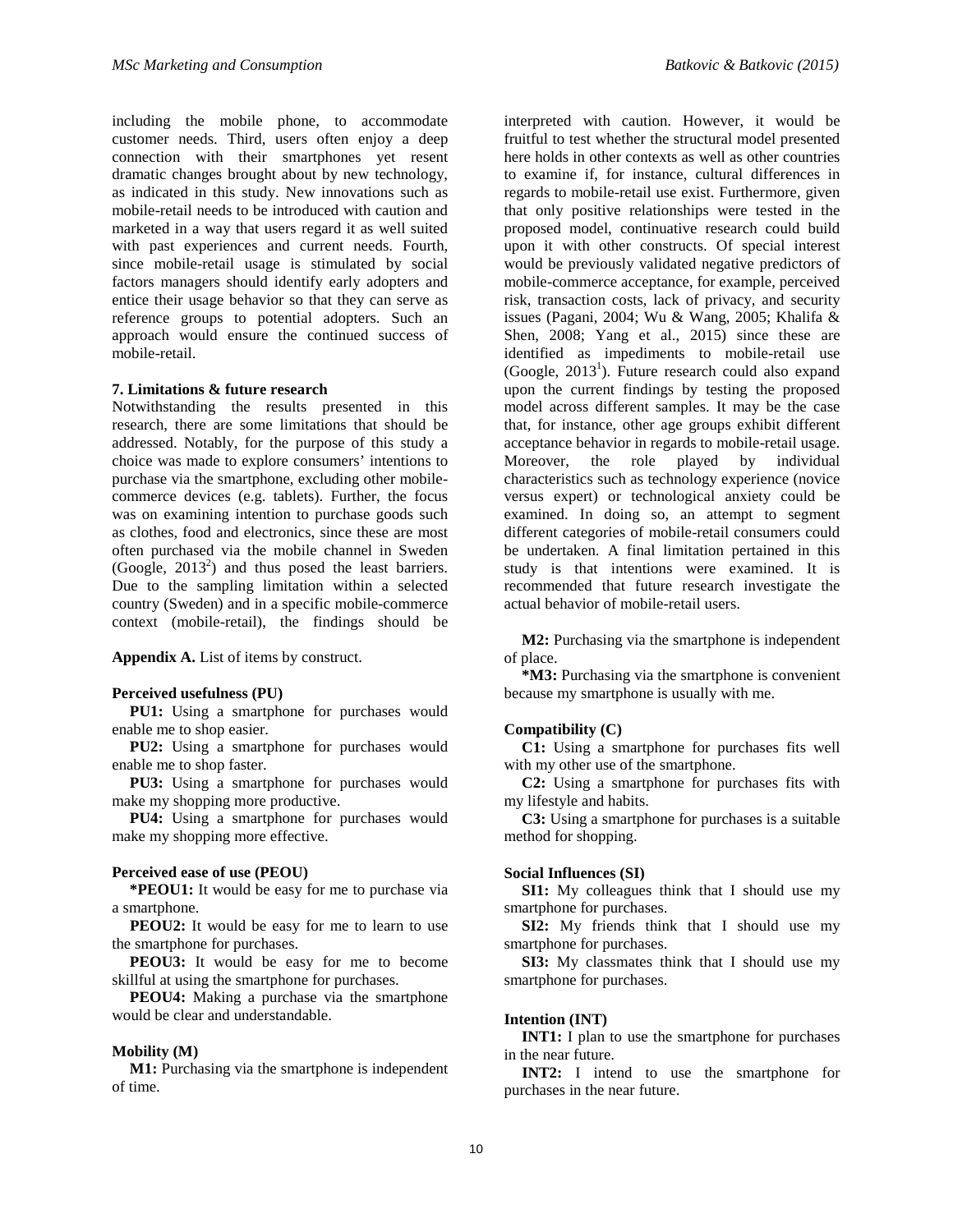including the mobile phone, to accommodate customer needs. Third, users often enjoy a deep connection with their smartphones yet resent dramatic changes brought about by new technology, as indicated in this study. New innovations such as mobile-retail needs to be introduced with caution and marketed in a way that users regard it as well suited with past experiences and current needs. Fourth, since mobile-retail usage is stimulated by social factors managers should identify early adopters and entice their usage behavior so that they can serve as reference groups to potential adopters. Such an approach would ensure the continued success of mobile-retail.

**7. Limitations & future research**

Notwithstanding the results presented in this research, there are some limitations that should be addressed. Notably, for the purpose of this study a choice was made to explore consumers' intentions to purchase via the smartphone, excluding other mobile-commerce devices (e.g. tablets). Further, the focus was on examining intention to purchase goods such as clothes, food and electronics, since these are most often purchased via the mobile channel in Sweden (Google, 2013[2]) and thus posed the least barriers. Due to the sampling limitation within a selected country (Sweden) and in a specific mobile-commerce context (mobile-retail), the findings should be interpreted with caution. However, it would be fruitful to test whether the structural model presented here holds in other contexts as well as other countries to examine if, for instance, cultural differences in regards to mobile-retail use exist. Furthermore, given that only positive relationships were tested in the proposed model, continuative research could build upon it with other constructs. Of special interest would be previously validated negative predictors of mobile-commerce acceptance, for example, perceived risk, transaction costs, lack of privacy, and security issues (Pagani, 2004; Wu & Wang, 2005; Khalifa & Shen, 2008; Yang et al., 2015) since these are identified as impediments to mobile-retail use (Google, 2013[1]). Future research could also expand upon the current findings by testing the proposed model across different samples. It may be the case that, for instance, other age groups exhibit different acceptance behavior in regards to mobile-retail usage. Moreover, the role played by individual characteristics such as technology experience (novice versus expert) or technological anxiety could be examined. In doing so, an attempt to segment different categories of mobile-retail consumers could be undertaken. A final limitation pertained in this study is that intentions were examined. It is recommended that future research investigate the actual behavior of mobile-retail users.

**Appendix A.** List of items by construct.

**Perceived usefulness (PU)**

**PU1:** Using a smartphone for purchases would enable me to shop easier.

**PU2:** Using a smartphone for purchases would enable me to shop faster.

**PU3:** Using a smartphone for purchases would make my shopping more productive.

**PU4:** Using a smartphone for purchases would make my shopping more effective.

**Perceived ease of use (PEOU)**

**\*PEOU1:** It would be easy for me to purchase via a smartphone.

**PEOU2:** It would be easy for me to learn to use the smartphone for purchases.

**PEOU3:** It would be easy for me to become skillful at using the smartphone for purchases.

**PEOU4:** Making a purchase via the smartphone would be clear and understandable.

**Mobility (M)**

**M1:** Purchasing via the smartphone is independent of time.

**M2:** Purchasing via the smartphone is independent of place.

**\*M3:** Purchasing via the smartphone is convenient because my smartphone is usually with me.

**Compatibility (C)**

**C1:** Using a smartphone for purchases fits well with my other use of the smartphone.

**C2:** Using a smartphone for purchases fits with my lifestyle and habits.

**C3:** Using a smartphone for purchases is a suitable method for shopping.

**Social Influences (SI)**

**SI1:** My colleagues think that I should use my smartphone for purchases.

**SI2:** My friends think that I should use my smartphone for purchases.

**SI3:** My classmates think that I should use my smartphone for purchases.

**Intention (INT)**

**INT1:** I plan to use the smartphone for purchases in the near future.

**INT2:** I intend to use the smartphone for purchases in the near future.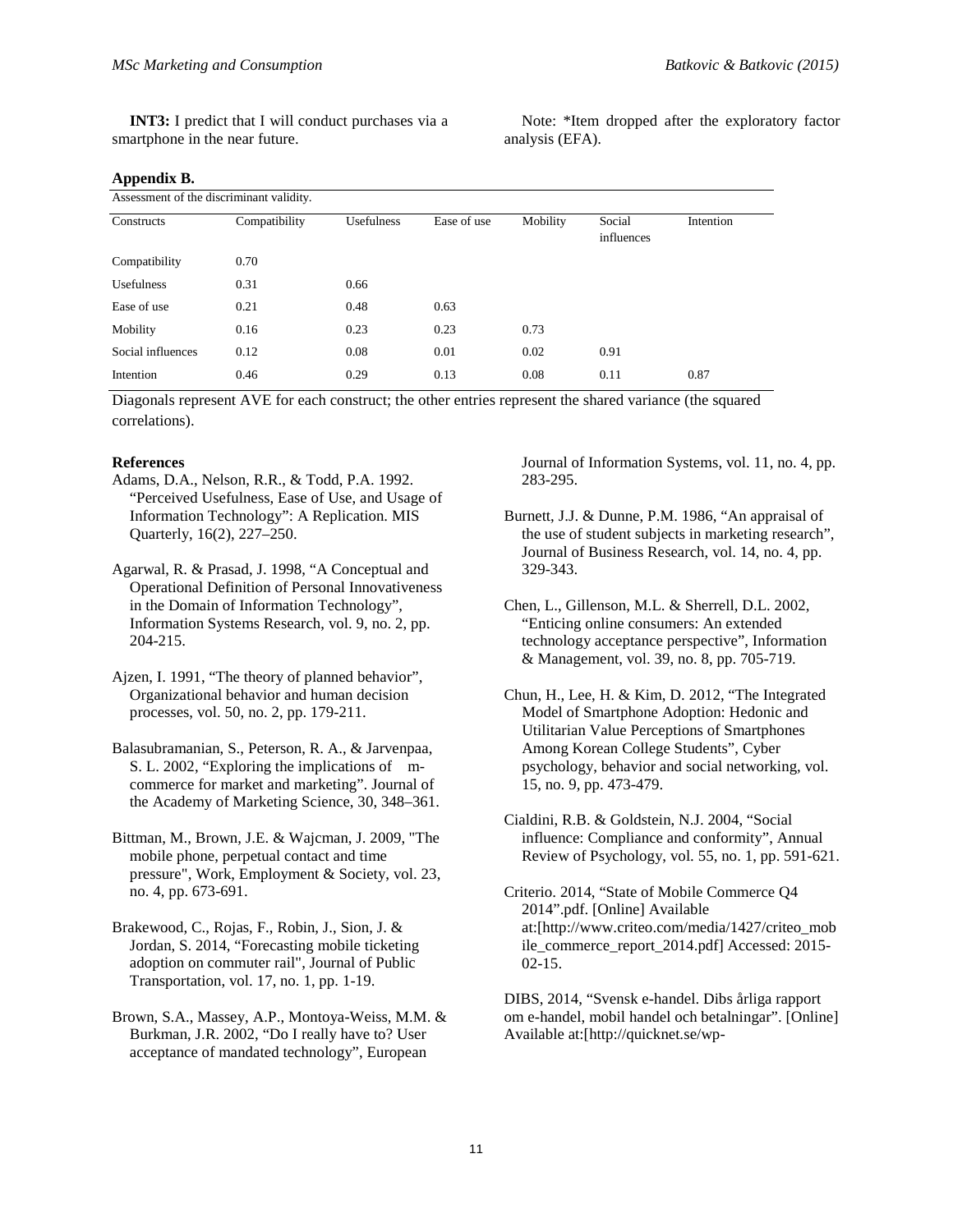**INT3:** I predict that I will conduct purchases via a smartphone in the near future.

Note: *Item dropped after the exploratory factor analysis (EFA).

**Appendix B.**

Assessment of the discriminant validity.

| Constructs | Compatibility | Usefulness | Ease of use | Mobility | Social influences | Intention |
|---|---|---|---|---|---|---|
| Compatibility | 0.70 | | | | | |
| Usefulness | 0.31 | 0.66 | | | | |
| Ease of use | 0.21 | 0.48 | 0.63 | | | |
| Mobility | 0.16 | 0.23 | 0.23 | 0.73 | | |
| Social influences | 0.12 | 0.08 | 0.01 | 0.02 | 0.91 | |
| Intention | 0.46 | 0.29 | 0.13 | 0.08 | 0.11 | 0.87 |

Diagonals represent AVE for each construct; the other entries represent the shared variance (the squared correlations).

**References**

Adams, D.A., Nelson, R.R., & Todd, P.A. 1992. "Perceived Usefulness, Ease of Use, and Usage of Information Technology": A Replication. MIS Quarterly, 16(2), 227–250.

Agarwal, R. & Prasad, J. 1998, "A Conceptual and Operational Definition of Personal Innovativeness in the Domain of Information Technology", Information Systems Research, vol. 9, no. 2, pp. 204-215.

Ajzen, I. 1991, "The theory of planned behavior", Organizational behavior and human decision processes, vol. 50, no. 2, pp. 179-211.

Balasubramanian, S., Peterson, R. A., & Jarvenpaa, S. L. 2002, "Exploring the implications of m-commerce for market and marketing". Journal of the Academy of Marketing Science, 30, 348–361.

Bittman, M., Brown, J.E. & Wajcman, J. 2009, "The mobile phone, perpetual contact and time pressure", Work, Employment & Society, vol. 23, no. 4, pp. 673-691.

Brakewood, C., Rojas, F., Robin, J., Sion, J. & Jordan, S. 2014, "Forecasting mobile ticketing adoption on commuter rail", Journal of Public Transportation, vol. 17, no. 1, pp. 1-19.

Brown, S.A., Massey, A.P., Montoya-Weiss, M.M. & Burkman, J.R. 2002, "Do I really have to? User acceptance of mandated technology", European Journal of Information Systems, vol. 11, no. 4, pp. 283-295.

Burnett, J.J. & Dunne, P.M. 1986, "An appraisal of the use of student subjects in marketing research", Journal of Business Research, vol. 14, no. 4, pp. 329-343.

Chen, L., Gillenson, M.L. & Sherrell, D.L. 2002, "Enticing online consumers: An extended technology acceptance perspective", Information & Management, vol. 39, no. 8, pp. 705-719.

Chun, H., Lee, H. & Kim, D. 2012, "The Integrated Model of Smartphone Adoption: Hedonic and Utilitarian Value Perceptions of Smartphones Among Korean College Students", Cyber psychology, behavior and social networking, vol. 15, no. 9, pp. 473-479.

Cialdini, R.B. & Goldstein, N.J. 2004, "Social influence: Compliance and conformity", Annual Review of Psychology, vol. 55, no. 1, pp. 591-621.

Criterio. 2014, "State of Mobile Commerce Q4 2014".pdf. [Online] Available at:[http://www.criteo.com/media/1427/criteo_mobile_commerce_report_2014.pdf] Accessed: 2015-02-15.

DIBS, 2014, "Svensk e-handel. Dibs årliga rapport om e-handel, mobil handel och betalningar". [Online] Available at:[http://quicknet.se/wp-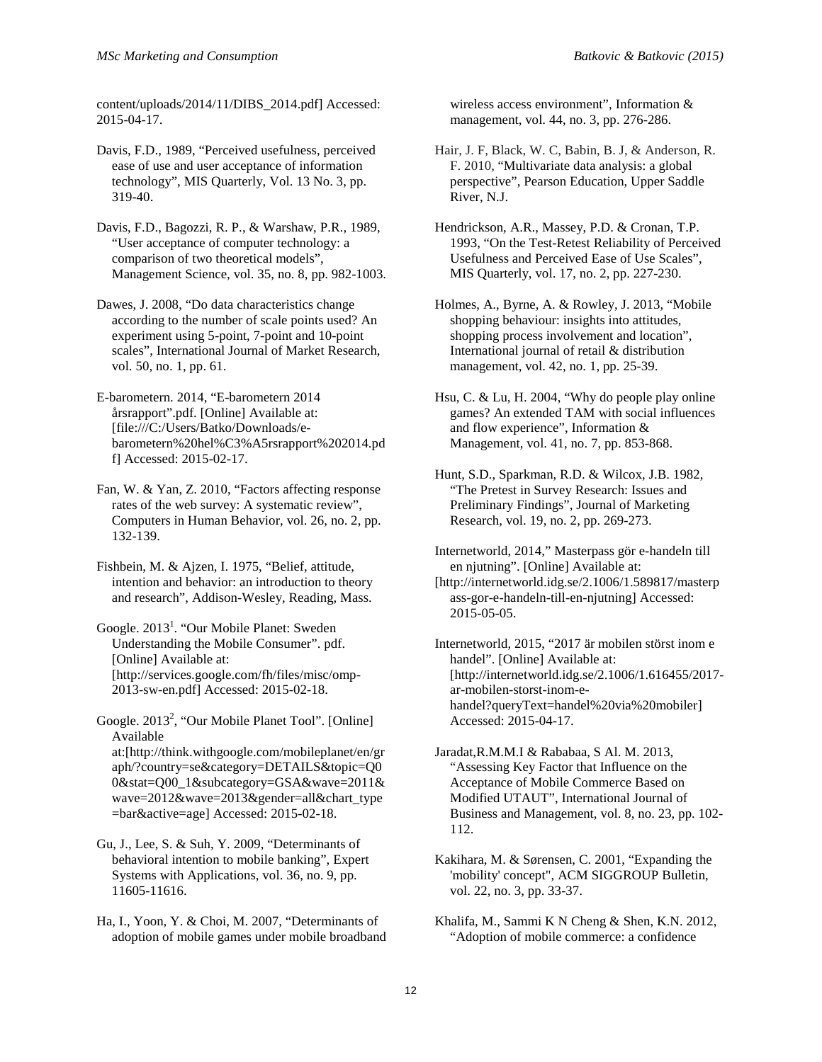content/uploads/2014/11/DIBS_2014.pdf] Accessed: 2015-04-17.

Davis, F.D., 1989, "Perceived usefulness, perceived ease of use and user acceptance of information technology", MIS Quarterly, Vol. 13 No. 3, pp. 319-40.

Davis, F.D., Bagozzi, R. P., & Warshaw, P.R., 1989, "User acceptance of computer technology: a comparison of two theoretical models", Management Science, vol. 35, no. 8, pp. 982-1003.

Dawes, J. 2008, "Do data characteristics change according to the number of scale points used? An experiment using 5-point, 7-point and 10-point scales", International Journal of Market Research, vol. 50, no. 1, pp. 61.

E-barometern. 2014, "E-barometern 2014 årsrapport".pdf. [Online] Available at: [file:///C:/Users/Batko/Downloads/e-barometern%20hel%C3%A5rsrapport%202014.pdf] Accessed: 2015-02-17.

Fan, W. & Yan, Z. 2010, "Factors affecting response rates of the web survey: A systematic review", Computers in Human Behavior, vol. 26, no. 2, pp. 132-139.

Fishbein, M. & Ajzen, I. 1975, "Belief, attitude, intention and behavior: an introduction to theory and research", Addison-Wesley, Reading, Mass.

Google. 2013[1]. "Our Mobile Planet: Sweden Understanding the Mobile Consumer". pdf. [Online] Available at: [http://services.google.com/fh/files/misc/omp-2013-sw-en.pdf] Accessed: 2015-02-18.

Google. 2013[2], "Our Mobile Planet Tool". [Online] Available at:[http://think.withgoogle.com/mobileplanet/en/graph/?country=se&category=DETAILS&topic=Q00&stat=Q00_1&subcategory=GSA&wave=2011&wave=2012&wave=2013&gender=all&chart_type=bar&active=age] Accessed: 2015-02-18.

Gu, J., Lee, S. & Suh, Y. 2009, "Determinants of behavioral intention to mobile banking", Expert Systems with Applications, vol. 36, no. 9, pp. 11605-11616.

Ha, I., Yoon, Y. & Choi, M. 2007, "Determinants of adoption of mobile games under mobile broadband wireless access environment", Information & management, vol. 44, no. 3, pp. 276-286.

Hair, J. F, Black, W. C, Babin, B. J, & Anderson, R. F. 2010, "Multivariate data analysis: a global perspective", Pearson Education, Upper Saddle River, N.J.

Hendrickson, A.R., Massey, P.D. & Cronan, T.P. 1993, "On the Test-Retest Reliability of Perceived Usefulness and Perceived Ease of Use Scales", MIS Quarterly, vol. 17, no. 2, pp. 227-230.

Holmes, A., Byrne, A. & Rowley, J. 2013, "Mobile shopping behaviour: insights into attitudes, shopping process involvement and location", International journal of retail & distribution management, vol. 42, no. 1, pp. 25-39.

Hsu, C. & Lu, H. 2004, "Why do people play online games? An extended TAM with social influences and flow experience", Information & Management, vol. 41, no. 7, pp. 853-868.

Hunt, S.D., Sparkman, R.D. & Wilcox, J.B. 1982, "The Pretest in Survey Research: Issues and Preliminary Findings", Journal of Marketing Research, vol. 19, no. 2, pp. 269-273.

Internetworld, 2014," Masterpass gör e-handeln till en njutning". [Online] Available at: [http://internetworld.idg.se/2.1006/1.589817/masterpass-gor-e-handeln-till-en-njutning] Accessed: 2015-05-05.

Internetworld, 2015, "2017 är mobilen störst inom e handel". [Online] Available at: [http://internetworld.idg.se/2.1006/1.616455/2017-ar-mobilen-storst-inom-e-handel?queryText=handel%20via%20mobiler] Accessed: 2015-04-17.

Jaradat,R.M.M.I & Rababaa, S Al. M. 2013, "Assessing Key Factor that Influence on the Acceptance of Mobile Commerce Based on Modified UTAUT", International Journal of Business and Management, vol. 8, no. 23, pp. 102-112.

Kakihara, M. & Sørensen, C. 2001, "Expanding the 'mobility' concept", ACM SIGGROUP Bulletin, vol. 22, no. 3, pp. 33-37.

Khalifa, M., Sammi K N Cheng & Shen, K.N. 2012, "Adoption of mobile commerce: a confidence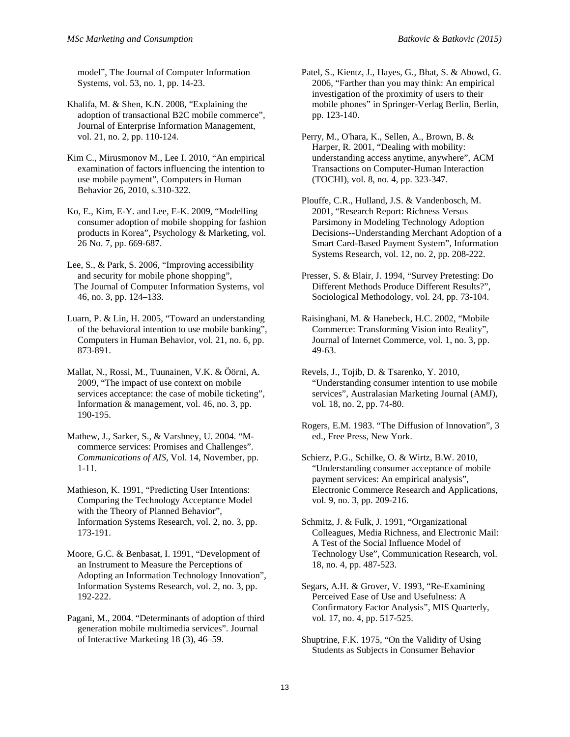model", The Journal of Computer Information Systems, vol. 53, no. 1, pp. 14-23.

Khalifa, M. & Shen, K.N. 2008, "Explaining the adoption of transactional B2C mobile commerce", Journal of Enterprise Information Management, vol. 21, no. 2, pp. 110-124.

Kim C., Mirusmonov M., Lee I. 2010, "An empirical examination of factors influencing the intention to use mobile payment", Computers in Human Behavior 26, 2010, s.310-322.

Ko, E., Kim, E-Y. and Lee, E-K. 2009, "Modelling consumer adoption of mobile shopping for fashion products in Korea", Psychology & Marketing, vol. 26 No. 7, pp. 669-687.

Lee, S., & Park, S. 2006, "Improving accessibility and security for mobile phone shopping", The Journal of Computer Information Systems, vol 46, no. 3, pp. 124–133.

Luarn, P. & Lin, H. 2005, "Toward an understanding of the behavioral intention to use mobile banking", Computers in Human Behavior, vol. 21, no. 6, pp. 873-891.

Mallat, N., Rossi, M., Tuunainen, V.K. & Öörni, A. 2009, "The impact of use context on mobile services acceptance: the case of mobile ticketing", Information & management, vol. 46, no. 3, pp. 190-195.

Mathew, J., Sarker, S., & Varshney, U. 2004. "M-commerce services: Promises and Challenges". *Communications of AIS*, Vol. 14, November, pp. 1-11.

Mathieson, K. 1991, "Predicting User Intentions: Comparing the Technology Acceptance Model with the Theory of Planned Behavior", Information Systems Research, vol. 2, no. 3, pp. 173-191.

Moore, G.C. & Benbasat, I. 1991, "Development of an Instrument to Measure the Perceptions of Adopting an Information Technology Innovation", Information Systems Research, vol. 2, no. 3, pp. 192-222.

Pagani, M., 2004. "Determinants of adoption of third generation mobile multimedia services". Journal of Interactive Marketing 18 (3), 46–59.

Patel, S., Kientz, J., Hayes, G., Bhat, S. & Abowd, G. 2006, "Farther than you may think: An empirical investigation of the proximity of users to their mobile phones" in Springer-Verlag Berlin, Berlin, pp. 123-140.

Perry, M., O'hara, K., Sellen, A., Brown, B. & Harper, R. 2001, "Dealing with mobility: understanding access anytime, anywhere", ACM Transactions on Computer-Human Interaction (TOCHI), vol. 8, no. 4, pp. 323-347.

Plouffe, C.R., Hulland, J.S. & Vandenbosch, M. 2001, "Research Report: Richness Versus Parsimony in Modeling Technology Adoption Decisions--Understanding Merchant Adoption of a Smart Card-Based Payment System", Information Systems Research, vol. 12, no. 2, pp. 208-222.

Presser, S. & Blair, J. 1994, "Survey Pretesting: Do Different Methods Produce Different Results?", Sociological Methodology, vol. 24, pp. 73-104.

Raisinghani, M. & Hanebeck, H.C. 2002, "Mobile Commerce: Transforming Vision into Reality", Journal of Internet Commerce, vol. 1, no. 3, pp. 49-63.

Revels, J., Tojib, D. & Tsarenko, Y. 2010, "Understanding consumer intention to use mobile services", Australasian Marketing Journal (AMJ), vol. 18, no. 2, pp. 74-80.

Rogers, E.M. 1983. "The Diffusion of Innovation", 3 ed., Free Press, New York.

Schierz, P.G., Schilke, O. & Wirtz, B.W. 2010, "Understanding consumer acceptance of mobile payment services: An empirical analysis", Electronic Commerce Research and Applications, vol. 9, no. 3, pp. 209-216.

Schmitz, J. & Fulk, J. 1991, "Organizational Colleagues, Media Richness, and Electronic Mail: A Test of the Social Influence Model of Technology Use", Communication Research, vol. 18, no. 4, pp. 487-523.

Segars, A.H. & Grover, V. 1993, "Re-Examining Perceived Ease of Use and Usefulness: A Confirmatory Factor Analysis", MIS Quarterly, vol. 17, no. 4, pp. 517-525.

Shuptrine, F.K. 1975, "On the Validity of Using Students as Subjects in Consumer Behavior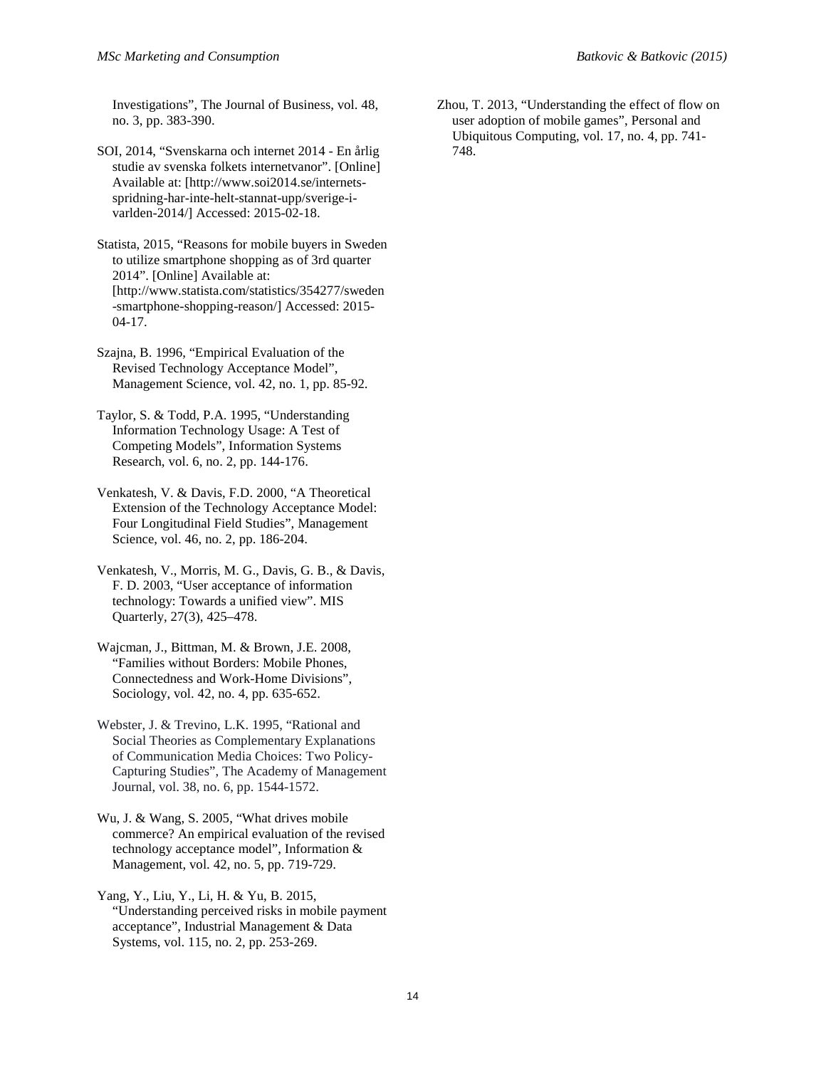Investigations", The Journal of Business, vol. 48, no. 3, pp. 383-390.

SOI, 2014, "Svenskarna och internet 2014 - En årlig studie av svenska folkets internetvanor". [Online] Available at: [http://www.soi2014.se/internets-spridning-har-inte-helt-stannat-upp/sverige-i-varlden-2014/] Accessed: 2015-02-18.

Statista, 2015, "Reasons for mobile buyers in Sweden to utilize smartphone shopping as of 3rd quarter 2014". [Online] Available at: [http://www.statista.com/statistics/354277/sweden-smartphone-shopping-reason/] Accessed: 2015-04-17.

Szajna, B. 1996, "Empirical Evaluation of the Revised Technology Acceptance Model", Management Science, vol. 42, no. 1, pp. 85-92.

Taylor, S. & Todd, P.A. 1995, "Understanding Information Technology Usage: A Test of Competing Models", Information Systems Research, vol. 6, no. 2, pp. 144-176.

Venkatesh, V. & Davis, F.D. 2000, "A Theoretical Extension of the Technology Acceptance Model: Four Longitudinal Field Studies", Management Science, vol. 46, no. 2, pp. 186-204.

Venkatesh, V., Morris, M. G., Davis, G. B., & Davis, F. D. 2003, "User acceptance of information technology: Towards a unified view". MIS Quarterly, 27(3), 425–478.

Wajcman, J., Bittman, M. & Brown, J.E. 2008, "Families without Borders: Mobile Phones, Connectedness and Work-Home Divisions", Sociology, vol. 42, no. 4, pp. 635-652.

Webster, J. & Trevino, L.K. 1995, "Rational and Social Theories as Complementary Explanations of Communication Media Choices: Two Policy-Capturing Studies", The Academy of Management Journal, vol. 38, no. 6, pp. 1544-1572.

Wu, J. & Wang, S. 2005, "What drives mobile commerce? An empirical evaluation of the revised technology acceptance model", Information & Management, vol. 42, no. 5, pp. 719-729.

Yang, Y., Liu, Y., Li, H. & Yu, B. 2015, "Understanding perceived risks in mobile payment acceptance", Industrial Management & Data Systems, vol. 115, no. 2, pp. 253-269.

Zhou, T. 2013, "Understanding the effect of flow on user adoption of mobile games", Personal and Ubiquitous Computing, vol. 17, no. 4, pp. 741-748.